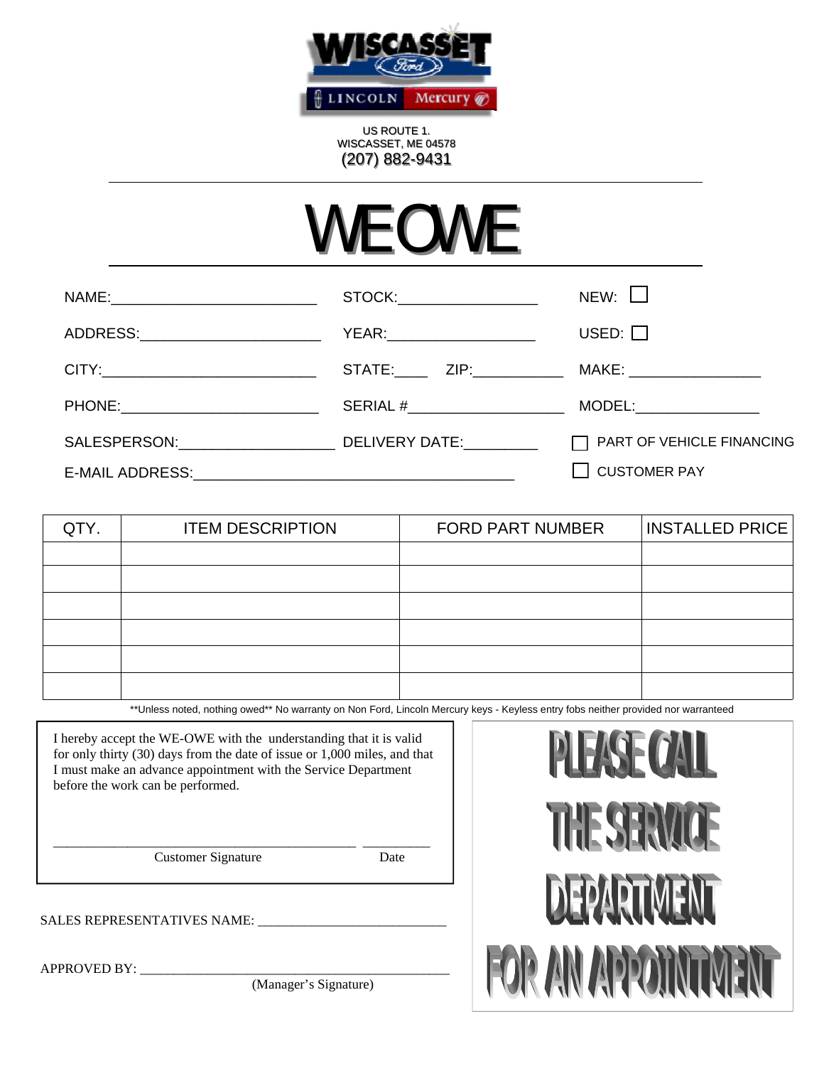WISCASSET Ford LINCOLN Mercury

US ROUTE 1.
WISCASSET, ME 04578
(207) 882-9431

# WE OWE

NAME:________________________ STOCK:________________ NEW: ☐

ADDRESS:_____________________ YEAR:_________________ USED: ☐

CITY:________________________ STATE:____ ZIP:__________ MAKE: _______________

PHONE:______________________ SERIAL #__________________ MODEL:______________

SALESPERSON:_________________ DELIVERY DATE:_________ ☐ PART OF VEHICLE FINANCING

E-MAIL ADDRESS:_____________________________________ ☐ CUSTOMER PAY

| QTY. | ITEM DESCRIPTION | FORD PART NUMBER | INSTALLED PRICE |
|---|---|---|---|
| | | | |
| | | | |
| | | | |
| | | | |
| | | | |
| | | | |

**Unless noted, nothing owed** No warranty on Non Ford, Lincoln Mercury keys - Keyless entry fobs neither provided nor warranteed

I hereby accept the WE-OWE with the understanding that it is valid for only thirty (30) days from the date of issue or 1,000 miles, and that I must make an advance appointment with the Service Department before the work can be performed.

__________________________________________ __________
Customer Signature Date

SALES REPRESENTATIVES NAME: ___________________________

APPROVED BY: _______________________________________________
(Manager's Signature)

**PLEASE CALL THE SERVICE DEPARTMENT FOR AN APPOINTMENT**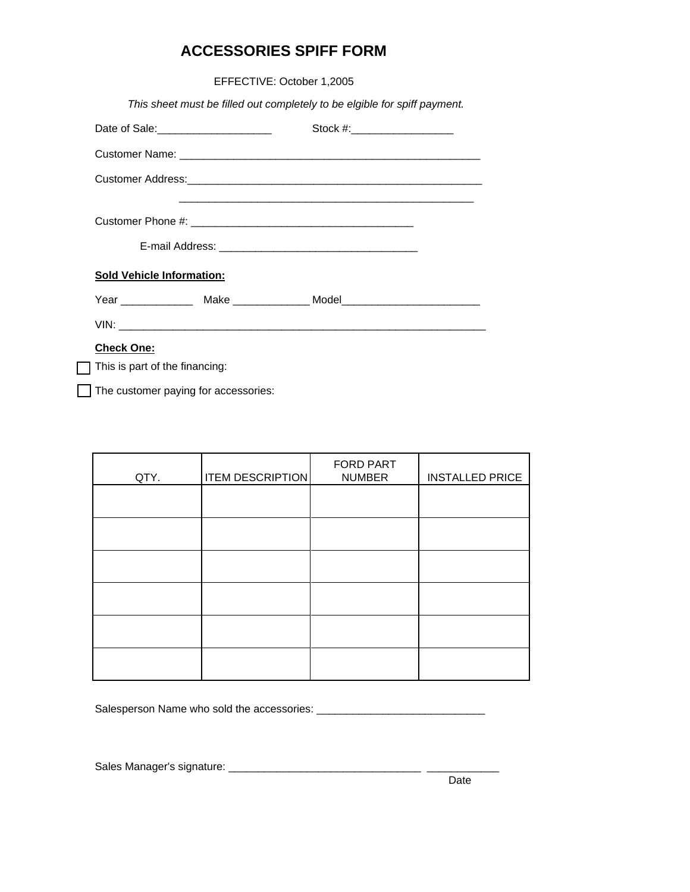# ACCESSORIES SPIFF FORM

EFFECTIVE: October 1,2005

*This sheet must be filled out completely to be elgible for spiff payment.*

Date of Sale:___________________ Stock #:_________________

Customer Name: ___________________________________________________

Customer Address:__________________________________________________

__________________________________________________

Customer Phone #: _____________________________________

E-mail Address: __________________________________

**Sold Vehicle Information:**

Year ____________ Make _____________ Model_______________________

VIN: ______________________________________________________________

**Check One:**

☐ This is part of the financing:

☐ The customer paying for accessories:

| QTY. | ITEM DESCRIPTION | FORD PART NUMBER | INSTALLED PRICE |
|---|---|---|---|
| | | | |
| | | | |
| | | | |
| | | | |
| | | | |
| | | | |

Salesperson Name who sold the accessories: ____________________________

Sales Manager's signature: ________________________________ ____________
Date